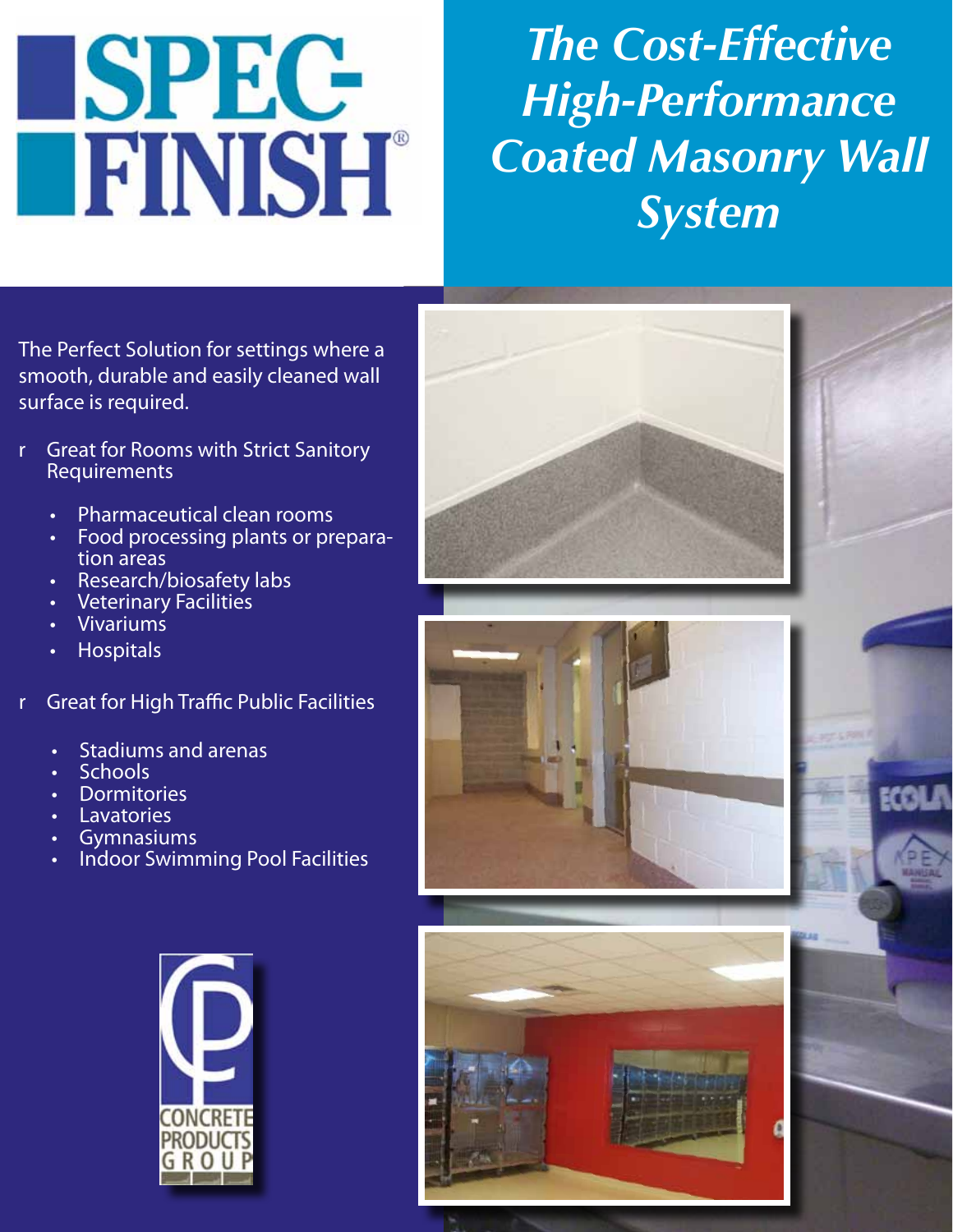# SPEC-FINISH®

## *The Cost-Effective High-Performance Coated Masonry Wall System*

The Perfect Solution for settings where a smooth, durable and easily cleaned wall surface is required.

- Great for Rooms with Strict Sanitory Requirements
  - Pharmaceutical clean rooms
  - Food processing plants or preparation areas
  - Research/biosafety labs
  - Veterinary Facilities
  - Vivariums
  - Hospitals
- Great for High Traffic Public Facilities
  - Stadiums and arenas
  - Schools
  - Dormitories
  - Lavatories
  - Gymnasiums
  - Indoor Swimming Pool Facilities

CONCRETE PRODUCTS GROUP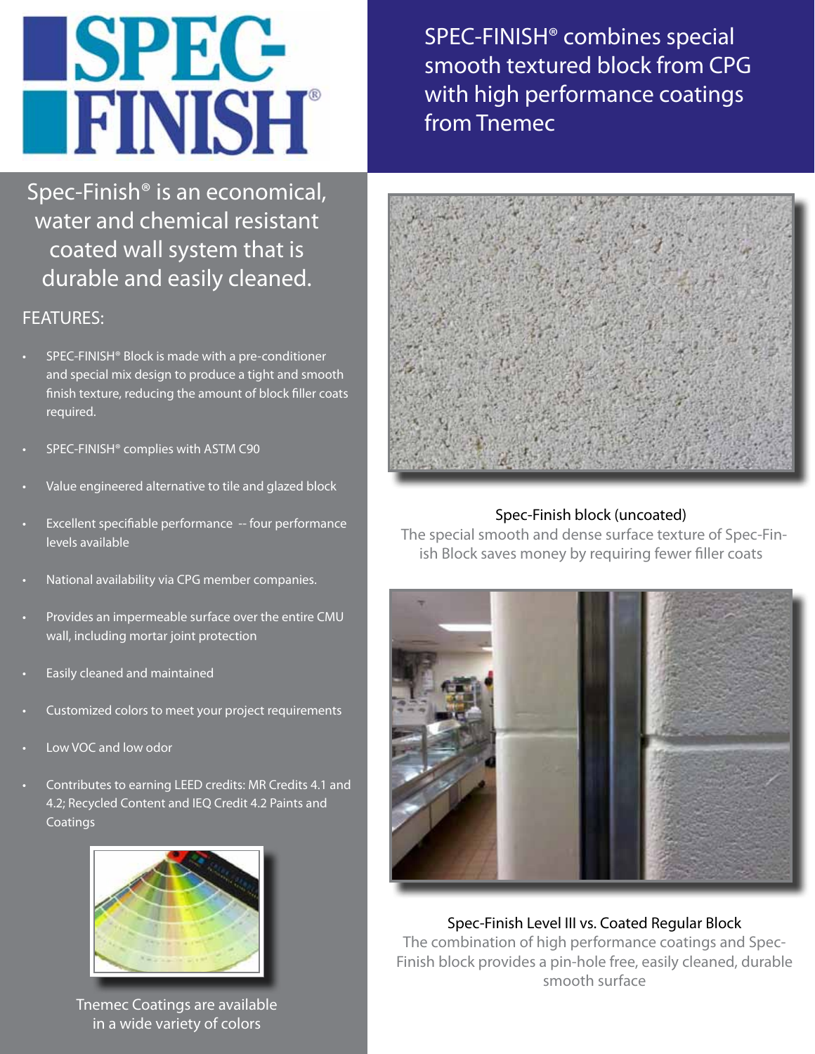# SPEC-FINISH®

SPEC-FINISH® combines special smooth textured block from CPG with high performance coatings from Tnemec

## Spec-Finish® is an economical, water and chemical resistant coated wall system that is durable and easily cleaned.

### FEATURES:

- SPEC-FINISH® Block is made with a pre-conditioner and special mix design to produce a tight and smooth finish texture, reducing the amount of block filler coats required.
- SPEC-FINISH® complies with ASTM C90
- Value engineered alternative to tile and glazed block
- Excellent specifiable performance -- four performance levels available
- National availability via CPG member companies.
- Provides an impermeable surface over the entire CMU wall, including mortar joint protection
- Easily cleaned and maintained
- Customized colors to meet your project requirements
- Low VOC and low odor
- Contributes to earning LEED credits: MR Credits 4.1 and 4.2; Recycled Content and IEQ Credit 4.2 Paints and Coatings

Tnemec Coatings are available in a wide variety of colors

Spec-Finish block (uncoated)

The special smooth and dense surface texture of Spec-Finish Block saves money by requiring fewer filler coats

Spec-Finish Level III vs. Coated Regular Block

The combination of high performance coatings and Spec-Finish block provides a pin-hole free, easily cleaned, durable smooth surface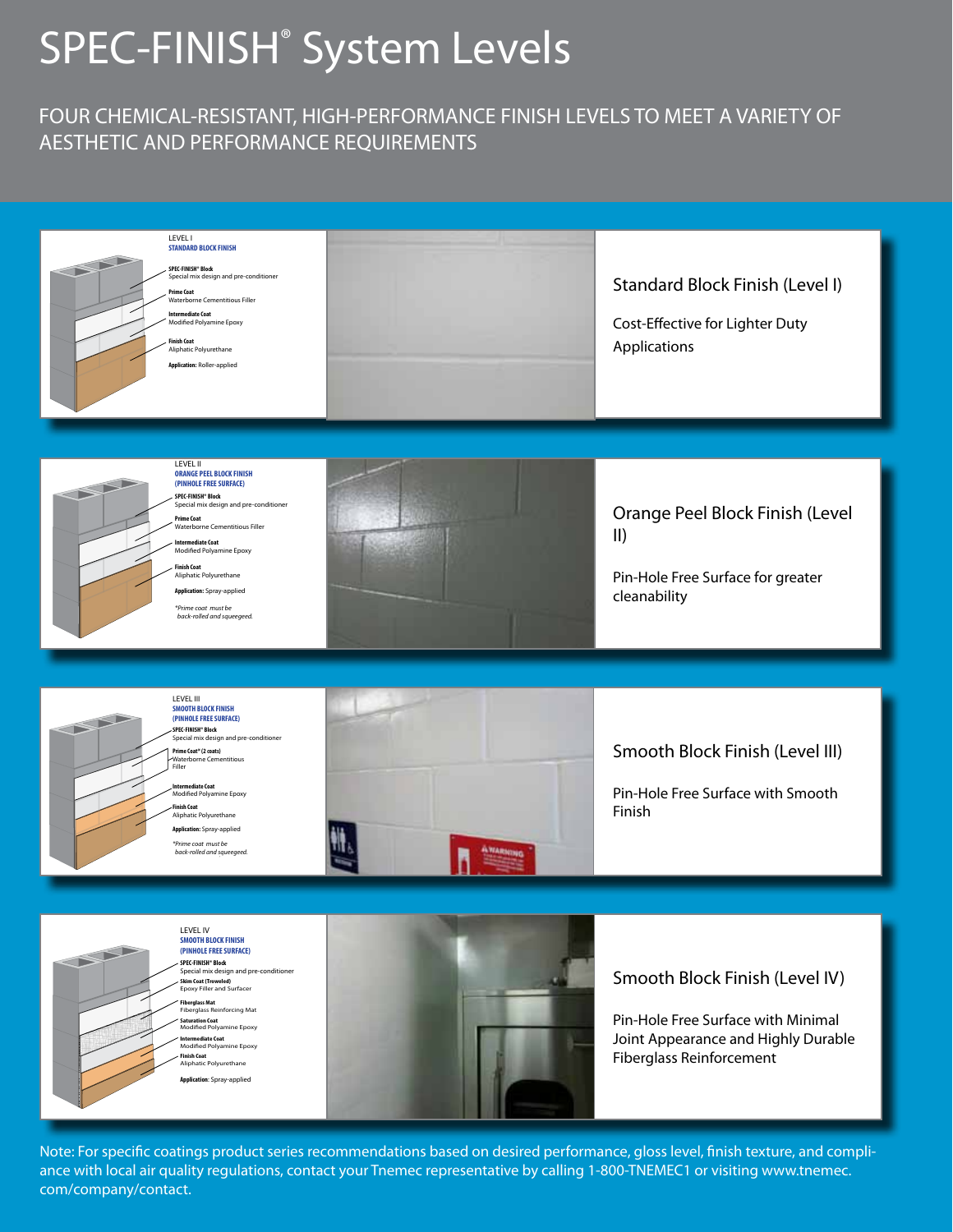# SPEC-FINISH® System Levels

FOUR CHEMICAL-RESISTANT, HIGH-PERFORMANCE FINISH LEVELS TO MEET A VARIETY OF AESTHETIC AND PERFORMANCE REQUIREMENTS

LEVEL I
**STANDARD BLOCK FINISH**

**SPEC-FINISH® Block**
Special mix design and pre-conditioner

**Prime Coat**
Waterborne Cementitious Filler

**Intermediate Coat**
Modified Polyamine Epoxy

**Finish Coat**
Aliphatic Polyurethane

**Application:** Roller-applied

## Standard Block Finish (Level I)

Cost-Effective for Lighter Duty Applications

LEVEL II
**ORANGE PEEL BLOCK FINISH (PINHOLE FREE SURFACE)**

**SPEC-FINISH® Block**
Special mix design and pre-conditioner

**Prime Coat**
Waterborne Cementitious Filler

**Intermediate Coat**
Modified Polyamine Epoxy

**Finish Coat**
Aliphatic Polyurethane

**Application:** Spray-applied

*\*Prime coat must be back-rolled and squeegeed.*

## Orange Peel Block Finish (Level II)

Pin-Hole Free Surface for greater cleanability

LEVEL III
**SMOOTH BLOCK FINISH (PINHOLE FREE SURFACE)**

**SPEC-FINISH® Block**
Special mix design and pre-conditioner

**Prime Coat\* (2 coats)**
Waterborne Cementitious Filler

**Intermediate Coat**
Modified Polyamine Epoxy

**Finish Coat**
Aliphatic Polyurethane

**Application:** Spray-applied

*\*Prime coat must be back-rolled and squeegeed.*

## Smooth Block Finish (Level III)

Pin-Hole Free Surface with Smooth Finish

LEVEL IV
**SMOOTH BLOCK FINISH (PINHOLE FREE SURFACE)**

**SPEC-FINISH® Block**
Special mix design and pre-conditioner

**Skim Coat (Troweled)**
Epoxy Filler and Surfacer

**Fiberglass Mat**
Fiberglass Reinforcing Mat

**Saturation Coat**
Modified Polyamine Epoxy

**Intermediate Coat**
Modified Polyamine Epoxy

**Finish Coat**
Aliphatic Polyurethane

**Application:** Spray-applied

## Smooth Block Finish (Level IV)

Pin-Hole Free Surface with Minimal Joint Appearance and Highly Durable Fiberglass Reinforcement

Note: For specific coatings product series recommendations based on desired performance, gloss level, finish texture, and compliance with local air quality regulations, contact your Tnemec representative by calling 1-800-TNEMEC1 or visiting www.tnemec.com/company/contact.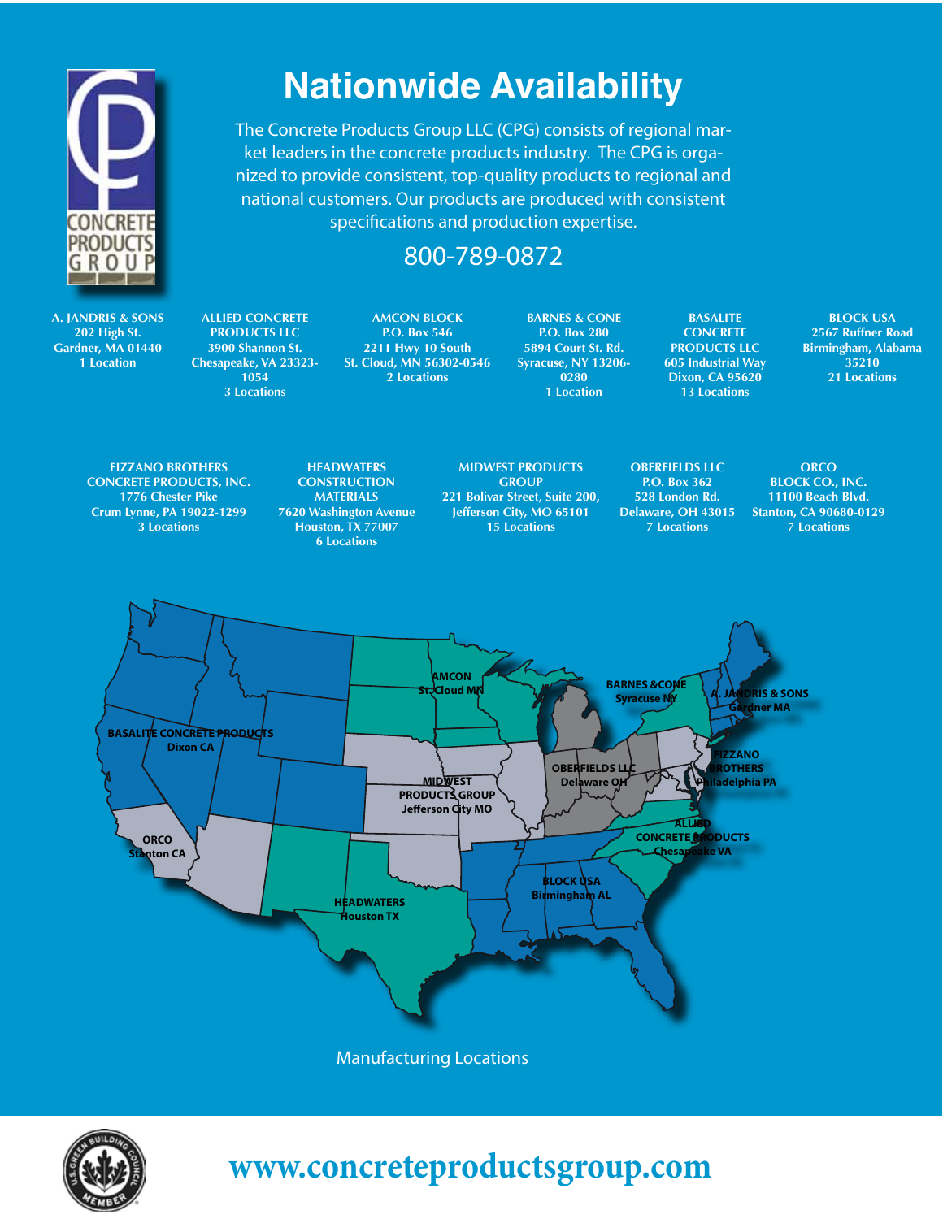# Nationwide Availability

The Concrete Products Group LLC (CPG) consists of regional market leaders in the concrete products industry. The CPG is organized to provide consistent, top-quality products to regional and national customers. Our products are produced with consistent specifications and production expertise.

800-789-0872

**A. JANDRIS & SONS**
202 High St.
Gardner, MA 01440
1 Location

**ALLIED CONCRETE PRODUCTS LLC**
3900 Shannon St.
Chesapeake, VA 23323-1054
3 Locations

**AMCON BLOCK**
P.O. Box 546
2211 Hwy 10 South
St. Cloud, MN 56302-0546
2 Locations

**BARNES & CONE**
P.O. Box 280
5894 Court St. Rd.
Syracuse, NY 13206-0280
1 Location

**BASALITE CONCRETE PRODUCTS LLC**
605 Industrial Way
Dixon, CA 95620
13 Locations

**BLOCK USA**
2567 Ruffner Road
Birmingham, Alabama 35210
21 Locations

**FIZZANO BROTHERS CONCRETE PRODUCTS, INC.**
1776 Chester Pike
Crum Lynne, PA 19022-1299
3 Locations

**HEADWATERS CONSTRUCTION MATERIALS**
7620 Washington Avenue
Houston, TX 77007
6 Locations

**MIDWEST PRODUCTS GROUP**
221 Bolivar Street, Suite 200,
Jefferson City, MO 65101
15 Locations

**OBERFIELDS LLC**
P.O. Box 362
528 London Rd.
Delaware, OH 43015
7 Locations

**ORCO BLOCK CO., INC.**
11100 Beach Blvd.
Stanton, CA 90680-0129
7 Locations

AMCON
St. Cloud MN

BARNES & CONE
Syracuse NY

A. JANDRIS & SONS
Gardner MA

BASALITE CONCRETE PRODUCTS
Dixon CA

FIZZANO BROTHERS
Philadelphia PA

OBERFIELDS LLC
Delaware OH

MIDWEST PRODUCTS GROUP
Jefferson City MO

ALLIED CONCRETE PRODUCTS
Chesapeake VA

ORCO
Stanton CA

BLOCK USA
Birmingham AL

HEADWATERS
Houston TX

Manufacturing Locations

www.concreteproductsgroup.com